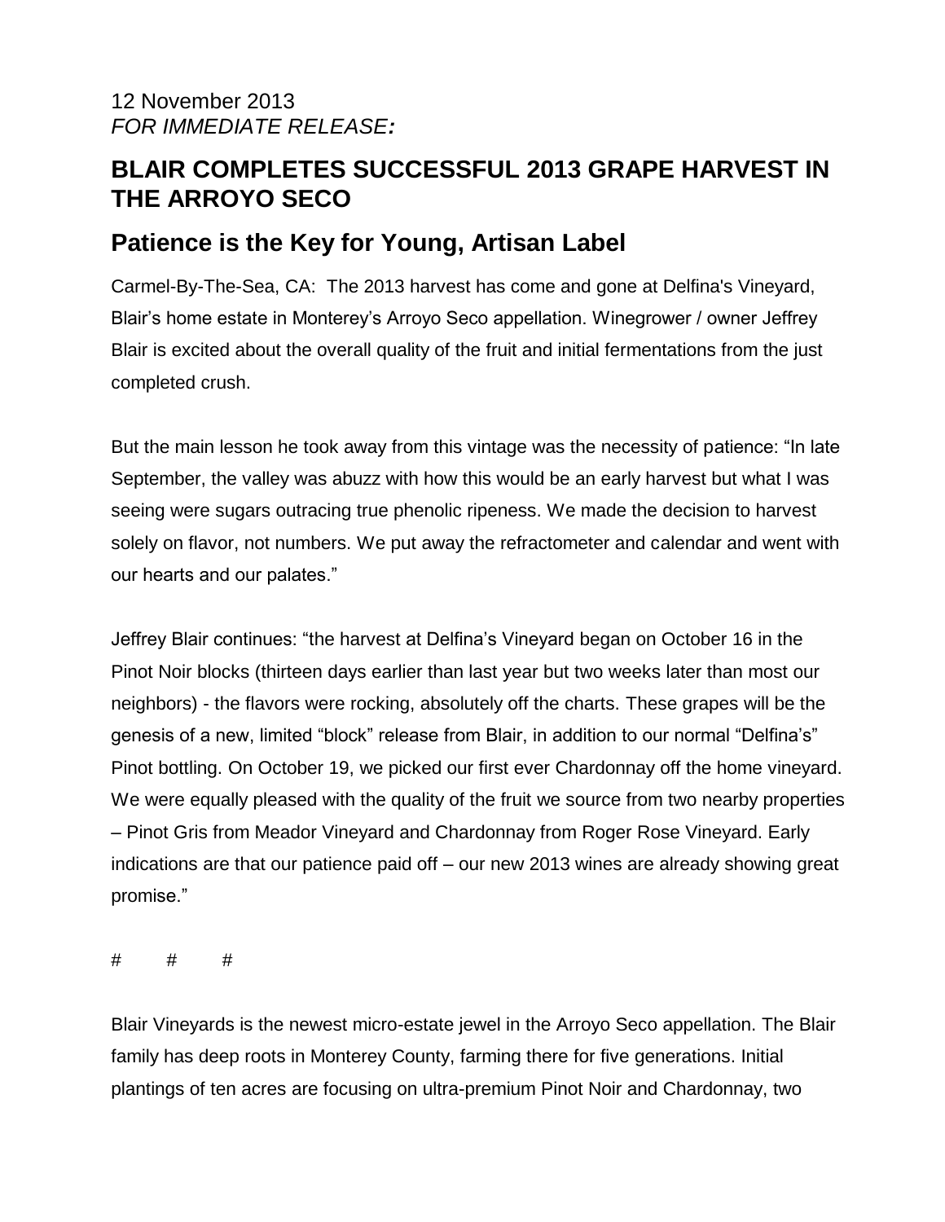12 November 2013
*FOR IMMEDIATE RELEASE:*

# BLAIR COMPLETES SUCCESSFUL 2013 GRAPE HARVEST IN THE ARROYO SECO

## Patience is the Key for Young, Artisan Label

Carmel-By-The-Sea, CA: The 2013 harvest has come and gone at Delfina's Vineyard, Blair's home estate in Monterey's Arroyo Seco appellation. Winegrower / owner Jeffrey Blair is excited about the overall quality of the fruit and initial fermentations from the just completed crush.

But the main lesson he took away from this vintage was the necessity of patience: "In late September, the valley was abuzz with how this would be an early harvest but what I was seeing were sugars outracing true phenolic ripeness. We made the decision to harvest solely on flavor, not numbers. We put away the refractometer and calendar and went with our hearts and our palates."

Jeffrey Blair continues: "the harvest at Delfina's Vineyard began on October 16 in the Pinot Noir blocks (thirteen days earlier than last year but two weeks later than most our neighbors) - the flavors were rocking, absolutely off the charts. These grapes will be the genesis of a new, limited "block" release from Blair, in addition to our normal "Delfina's" Pinot bottling. On October 19, we picked our first ever Chardonnay off the home vineyard. We were equally pleased with the quality of the fruit we source from two nearby properties – Pinot Gris from Meador Vineyard and Chardonnay from Roger Rose Vineyard. Early indications are that our patience paid off – our new 2013 wines are already showing great promise."

# # #

Blair Vineyards is the newest micro-estate jewel in the Arroyo Seco appellation. The Blair family has deep roots in Monterey County, farming there for five generations. Initial plantings of ten acres are focusing on ultra-premium Pinot Noir and Chardonnay, two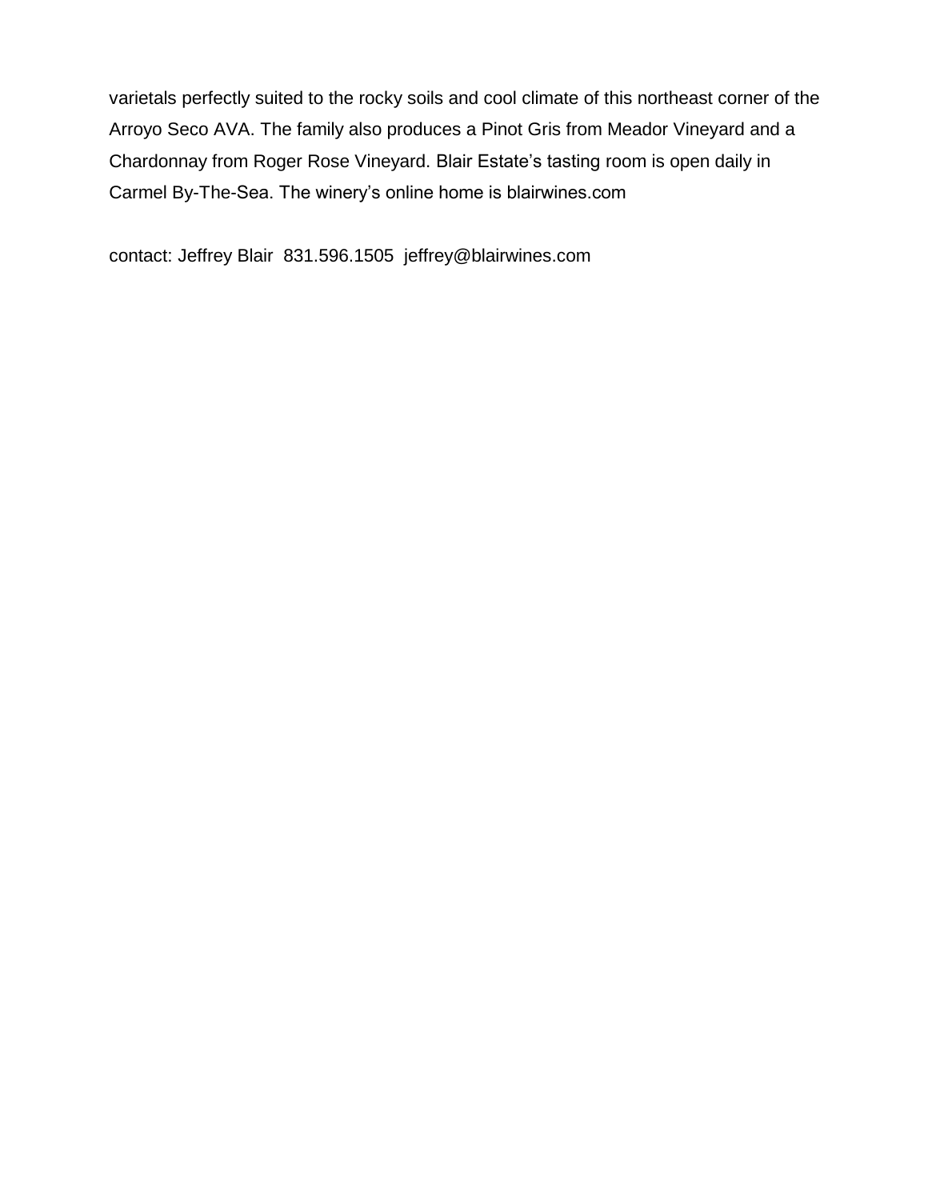varietals perfectly suited to the rocky soils and cool climate of this northeast corner of the Arroyo Seco AVA. The family also produces a Pinot Gris from Meador Vineyard and a Chardonnay from Roger Rose Vineyard. Blair Estate's tasting room is open daily in Carmel By-The-Sea. The winery's online home is blairwines.com

contact: Jeffrey Blair 831.596.1505 jeffrey@blairwines.com